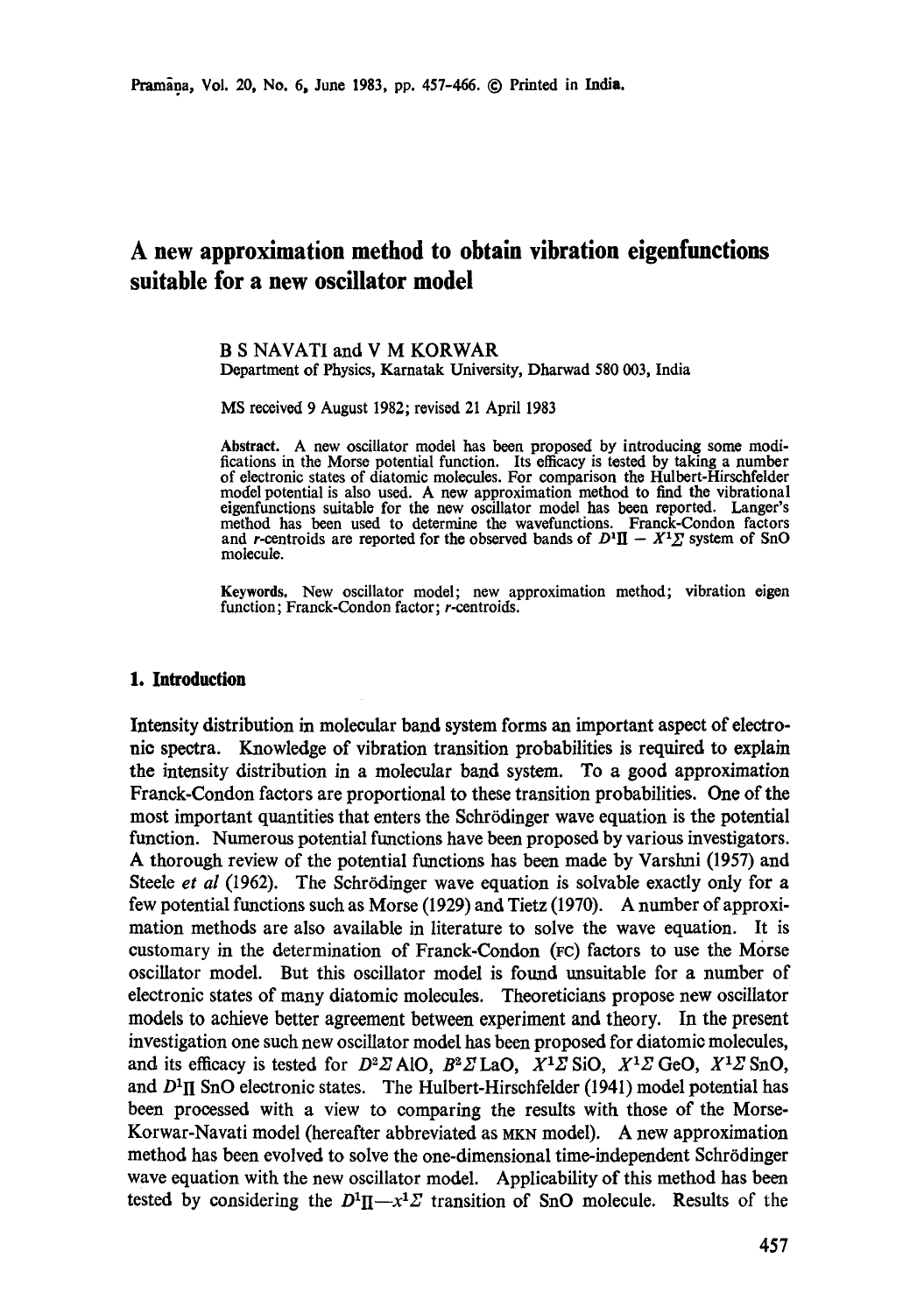# A new approximation method to obtain vibration eigenfunctions suitable for a new oscillator model

B S NAVATI and V M KORWAR

Department of Physics, Karnatak University, Dharwad 580 003, India

MS received 9 August 1982; revised 21 April 1983

**Abstract.** A new oscillator model has been proposed by introducing some modifications in the Morse potential function. Its efficacy is tested by taking a number of electronic states of diatomic molecules. For comparison the Hulbert-Hirschfelder model potential is also used. A new approximation method to find the vibrational eigenfunctions suitable for the new oscillator model has been reported. Langer's method has been used to determine the wavefunctions. Franck-Condon factors and *r*-centroids are reported for the observed bands of $D^1\Pi - X^1\Sigma$ system of SnO molecule.

**Keywords.** New oscillator model; new approximation method; vibration eigen function; Franck-Condon factor; *r*-centroids.

## 1. Introduction

Intensity distribution in molecular band system forms an important aspect of electronic spectra. Knowledge of vibration transition probabilities is required to explain the intensity distribution in a molecular band system. To a good approximation Franck-Condon factors are proportional to these transition probabilities. One of the most important quantities that enters the Schrödinger wave equation is the potential function. Numerous potential functions have been proposed by various investigators. A thorough review of the potential functions has been made by Varshni (1957) and Steele *et al* (1962). The Schrödinger wave equation is solvable exactly only for a few potential functions such as Morse (1929) and Tietz (1970). A number of approximation methods are also available in literature to solve the wave equation. It is customary in the determination of Franck-Condon (FC) factors to use the Morse oscillator model. But this oscillator model is found unsuitable for a number of electronic states of many diatomic molecules. Theoreticians propose new oscillator models to achieve better agreement between experiment and theory. In the present investigation one such new oscillator model has been proposed for diatomic molecules, and its efficacy is tested for $D^2\Sigma$ AlO, $B^2\Sigma$ LaO, $X^1\Sigma$ SiO, $X^1\Sigma$ GeO, $X^1\Sigma$ SnO, and $D^1\Pi$ SnO electronic states. The Hulbert-Hirschfelder (1941) model potential has been processed with a view to comparing the results with those of the Morse-Korwar-Navati model (hereafter abbreviated as MKN model). A new approximation method has been evolved to solve the one-dimensional time-independent Schrödinger wave equation with the new oscillator model. Applicability of this method has been tested by considering the $D^1\Pi—x^1\Sigma$ transition of SnO molecule. Results of the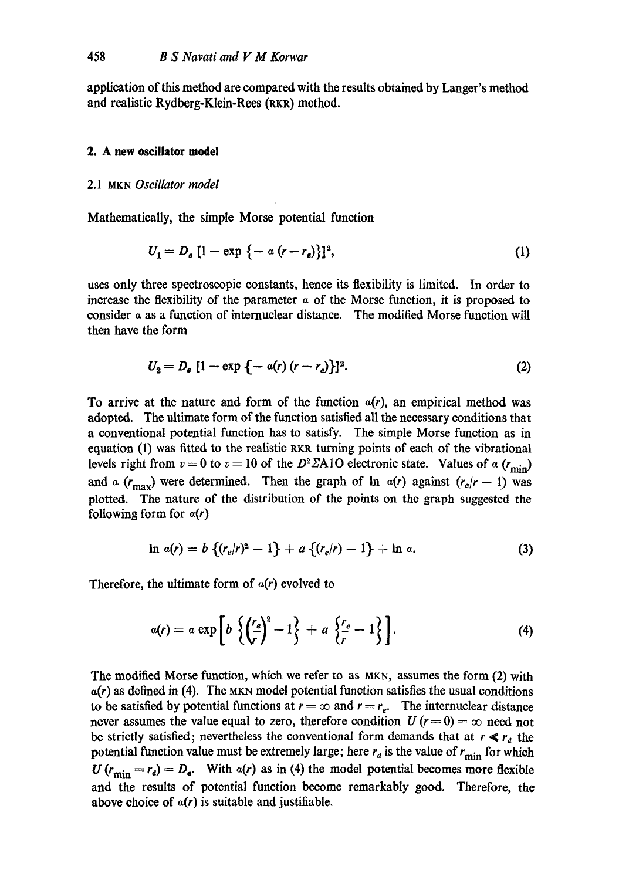application of this method are compared with the results obtained by Langer's method and realistic Rydberg-Klein-Rees (RKR) method.

## 2. A new oscillator model

### 2.1 MKN *Oscillator model*

Mathematically, the simple Morse potential function

$$U_1 = D_e\,[1 - \exp\{-a\,(r - r_e)\}]^2, \tag{1}$$

uses only three spectroscopic constants, hence its flexibility is limited. In order to increase the flexibility of the parameter $a$ of the Morse function, it is proposed to consider $a$ as a function of internuclear distance. The modified Morse function will then have the form

$$U_2 = D_e\,[1 - \exp\{-a(r)\,(r - r_e)\}]^2. \tag{2}$$

To arrive at the nature and form of the function $a(r)$, an empirical method was adopted. The ultimate form of the function satisfied all the necessary conditions that a conventional potential function has to satisfy. The simple Morse function as in equation (1) was fitted to the realistic RKR turning points of each of the vibrational levels right from $v = 0$ to $v = 10$ of the $D^2\Sigma$AlO electronic state. Values of $a\,(r_{\min})$ and $a\,(r_{\max})$ were determined. Then the graph of $\ln\, a(r)$ against $(r_e/r - 1)$ was plotted. The nature of the distribution of the points on the graph suggested the following form for $a(r)$

$$\ln\, a(r) = b\,\{(r_e/r)^2 - 1\} + a\,\{(r_e/r) - 1\} + \ln\, a. \tag{3}$$

Therefore, the ultimate form of $a(r)$ evolved to

$$a(r) = a\,\exp\left[b\left\{\left(\frac{r_e}{r}\right)^2 - 1\right\} + a\left\{\frac{r_e}{r} - 1\right\}\right]. \tag{4}$$

The modified Morse function, which we refer to as MKN, assumes the form (2) with $a(r)$ as defined in (4). The MKN model potential function satisfies the usual conditions to be satisfied by potential functions at $r = \infty$ and $r = r_e$. The internuclear distance never assumes the value equal to zero, therefore condition $U\,(r = 0) = \infty$ need not be strictly satisfied; nevertheless the conventional form demands that at $r \ll r_d$ the potential function value must be extremely large; here $r_d$ is the value of $r_{\min}$ for which $U\,(r_{\min} = r_d) = D_e$. With $a(r)$ as in (4) the model potential becomes more flexible and the results of potential function become remarkably good. Therefore, the above choice of $a(r)$ is suitable and justifiable.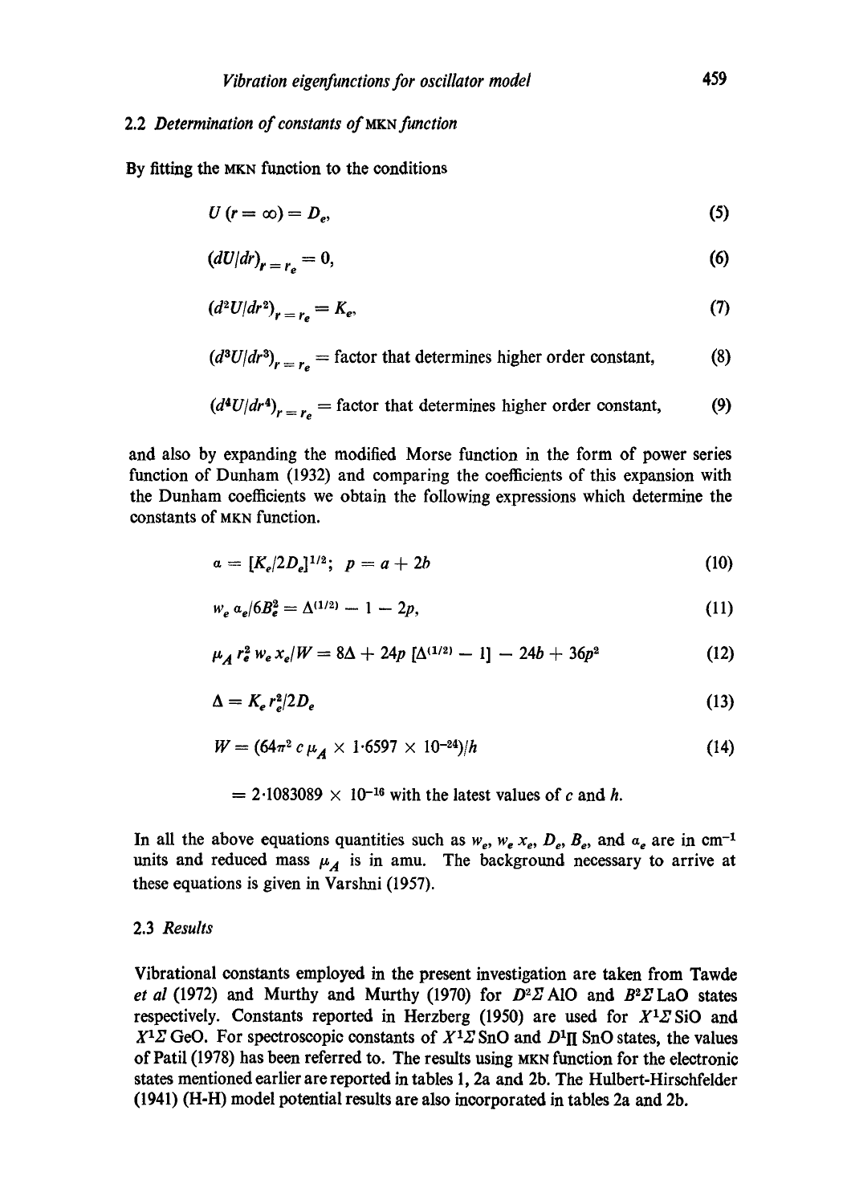### 2.2 Determination of constants of MKN function

By fitting the MKN function to the conditions

$$U(r=\infty)=D_e, \tag{5}$$

$$(dU/dr)_{r=r_e}=0, \tag{6}$$

$$(d^2U/dr^2)_{r=r_e}=K_e, \tag{7}$$

$$(d^3U/dr^3)_{r=r_e}=\text{factor that determines higher order constant}, \tag{8}$$

$$(d^4U/dr^4)_{r=r_e}=\text{factor that determines higher order constant}, \tag{9}$$

and also by expanding the modified Morse function in the form of power series function of Dunham (1932) and comparing the coefficients of this expansion with the Dunham coefficients we obtain the following expressions which determine the constants of MKN function.

$$a=[K_e/2D_e]^{1/2};\quad p=a+2b \tag{10}$$

$$w_e\,\alpha_e/6B_e^2=\Delta^{(1/2)}-1-2p, \tag{11}$$

$$\mu_A\,r_e^2\,w_e x_e/W=8\Delta+24p\,[\Delta^{(1/2)}-1]-24b+36p^2 \tag{12}$$

$$\Delta=K_e r_e^2/2D_e \tag{13}$$

$$W=(64\pi^2 c\,\mu_A\times 1{\cdot}6597\times 10^{-24})/h \tag{14}$$

$$=2{\cdot}1083089\times 10^{-16}\text{ with the latest values of } c \text{ and } h.$$

In all the above equations quantities such as $w_e$, $w_e x_e$, $D_e$, $B_e$, and $\alpha_e$ are in cm$^{-1}$ units and reduced mass $\mu_A$ is in amu. The background necessary to arrive at these equations is given in Varshni (1957).

### 2.3 Results

Vibrational constants employed in the present investigation are taken from Tawde *et al* (1972) and Murthy and Murthy (1970) for $D^2\Sigma$ AlO and $B^2\Sigma$ LaO states respectively. Constants reported in Herzberg (1950) are used for $X^1\Sigma$ SiO and $X^1\Sigma$ GeO. For spectroscopic constants of $X^1\Sigma$ SnO and $D^1\Pi$ SnO states, the values of Patil (1978) has been referred to. The results using MKN function for the electronic states mentioned earlier are reported in tables 1, 2a and 2b. The Hulbert-Hirschfelder (1941) (H-H) model potential results are also incorporated in tables 2a and 2b.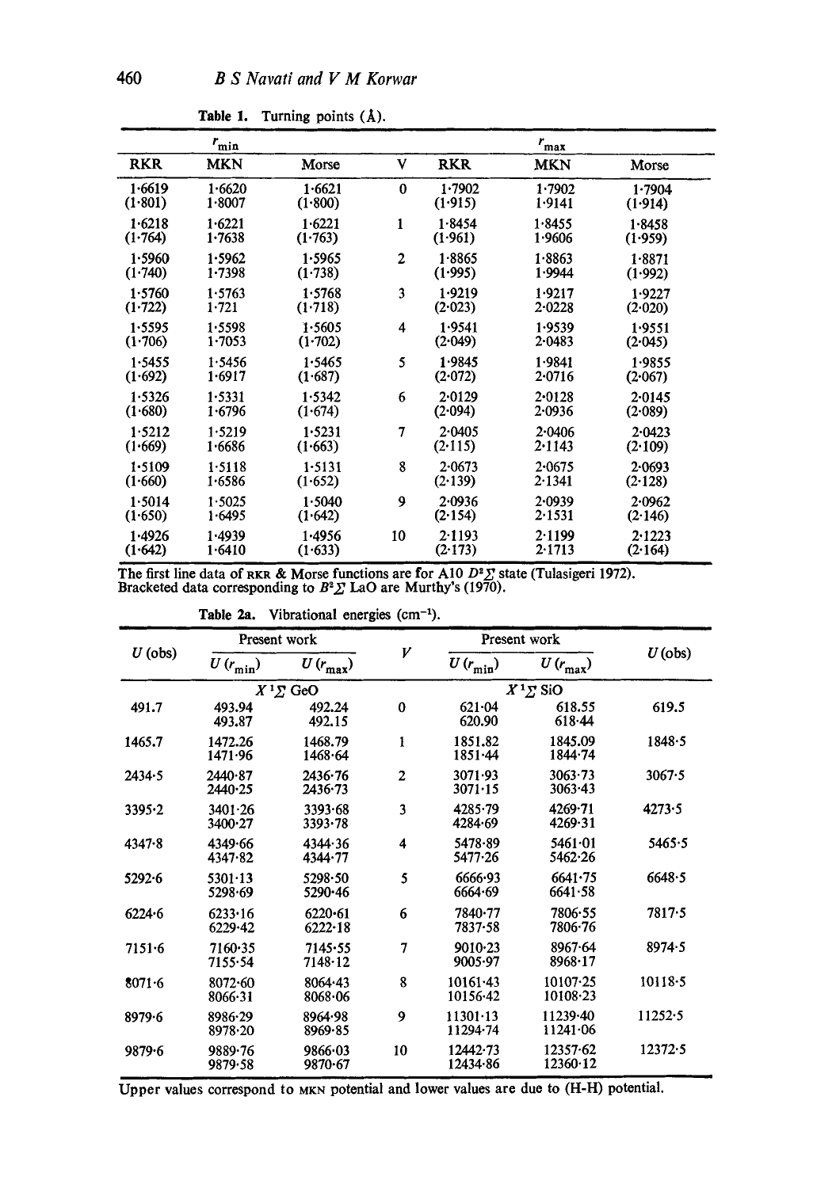**Table 1.** Turning points (Å).

| $r_{min}$ | | | V | $r_{max}$ | | |
|---|---|---|---|---|---|---|
| RKR | MKN | Morse | | RKR | MKN | Morse |
| 1·6619 | 1·6620 | 1·6621 | 0 | 1·7902 | 1·7902 | 1·7904 |
| (1·801) | 1·8007 | (1·800) | | (1·915) | 1·9141 | (1·914) |
| 1·6218 | 1·6221 | 1·6221 | 1 | 1·8454 | 1·8455 | 1·8458 |
| (1·764) | 1·7638 | (1·763) | | (1·961) | 1·9606 | (1·959) |
| 1·5960 | 1·5962 | 1·5965 | 2 | 1·8865 | 1·8863 | 1·8871 |
| (1·740) | 1·7398 | (1·738) | | (1·995) | 1·9944 | (1·992) |
| 1·5760 | 1·5763 | 1·5768 | 3 | 1·9219 | 1·9217 | 1·9227 |
| (1·722) | 1·721 | (1·718) | | (2·023) | 2·0228 | (2·020) |
| 1·5595 | 1·5598 | 1·5605 | 4 | 1·9541 | 1·9539 | 1·9551 |
| (1·706) | 1·7053 | (1·702) | | (2·049) | 2·0483 | (2·045) |
| 1·5455 | 1·5456 | 1·5465 | 5 | 1·9845 | 1·9841 | 1·9855 |
| (1·692) | 1·6917 | (1·687) | | (2·072) | 2·0716 | (2·067) |
| 1·5326 | 1·5331 | 1·5342 | 6 | 2·0129 | 2·0128 | 2·0145 |
| (1·680) | 1·6796 | (1·674) | | (2·094) | 2·0936 | (2·089) |
| 1·5212 | 1·5219 | 1·5231 | 7 | 2·0405 | 2·0406 | 2·0423 |
| (1·669) | 1·6686 | (1·663) | | (2·115) | 2·1143 | (2·109) |
| 1·5109 | 1·5118 | 1·5131 | 8 | 2·0673 | 2·0675 | 2·0693 |
| (1·660) | 1·6586 | (1·652) | | (2·139) | 2·1341 | (2·128) |
| 1·5014 | 1·5025 | 1·5040 | 9 | 2·0936 | 2·0939 | 2·0962 |
| (1·650) | 1·6495 | (1·642) | | (2·154) | 2·1531 | (2·146) |
| 1·4926 | 1·4939 | 1·4956 | 10 | 2·1193 | 2·1199 | 2·1223 |
| (1·642) | 1·6410 | (1·633) | | (2·173) | 2·1713 | (2·164) |

The first line data of RKR & Morse functions are for AlO $D^2\Sigma$ state (Tulasigeri 1972). Bracketed data corresponding to $B^2\Sigma$ LaO are Murthy's (1970).

**Table 2a.** Vibrational energies ($cm^{-1}$).

| $U$ (obs) | Present work | | $V$ | Present work | | $U$ (obs) |
|---|---|---|---|---|---|---|
| | $U(r_{min})$ | $U(r_{max})$ | | $U(r_{min})$ | $U(r_{max})$ | |
| | $X\,^1\Sigma$ GeO | | | $X\,^1\Sigma$ SiO | | |
| 491.7 | 493.94 | 492.24 | 0 | 621·04 | 618.55 | 619.5 |
| | 493.87 | 492.15 | | 620.90 | 618·44 | |
| 1465.7 | 1472.26 | 1468.79 | 1 | 1851.82 | 1845.09 | 1848·5 |
| | 1471·96 | 1468·64 | | 1851·44 | 1844·74 | |
| 2434·5 | 2440·87 | 2436·76 | 2 | 3071·93 | 3063·73 | 3067·5 |
| | 2440·25 | 2436·73 | | 3071·15 | 3063·43 | |
| 3395·2 | 3401·26 | 3393·68 | 3 | 4285·79 | 4269·71 | 4273·5 |
| | 3400·27 | 3393·78 | | 4284·69 | 4269·31 | |
| 4347·8 | 4349·66 | 4344·36 | 4 | 5478·89 | 5461·01 | 5465·5 |
| | 4347·82 | 4344·77 | | 5477·26 | 5462·26 | |
| 5292·6 | 5301·13 | 5298·50 | 5 | 6666·93 | 6641·75 | 6648·5 |
| | 5298·69 | 5290·46 | | 6664·69 | 6641·58 | |
| 6224·6 | 6233·16 | 6220·61 | 6 | 7840·77 | 7806·55 | 7817·5 |
| | 6229·42 | 6222·18 | | 7837·58 | 7806·76 | |
| 7151·6 | 7160·35 | 7145·55 | 7 | 9010·23 | 8967·64 | 8974·5 |
| | 7155·54 | 7148·12 | | 9005·97 | 8968·17 | |
| 8071·6 | 8072·60 | 8064·43 | 8 | 10161·43 | 10107·25 | 10118·5 |
| | 8066·31 | 8068·06 | | 10156·42 | 10108·23 | |
| 8979·6 | 8986·29 | 8964·98 | 9 | 11301·13 | 11239·40 | 11252·5 |
| | 8978·20 | 8969·85 | | 11294·74 | 11241·06 | |
| 9879·6 | 9889·76 | 9866·03 | 10 | 12442·73 | 12357·62 | 12372·5 |
| | 9879·58 | 9870·67 | | 12434·86 | 12360·12 | |

Upper values correspond to MKN potential and lower values are due to (H-H) potential.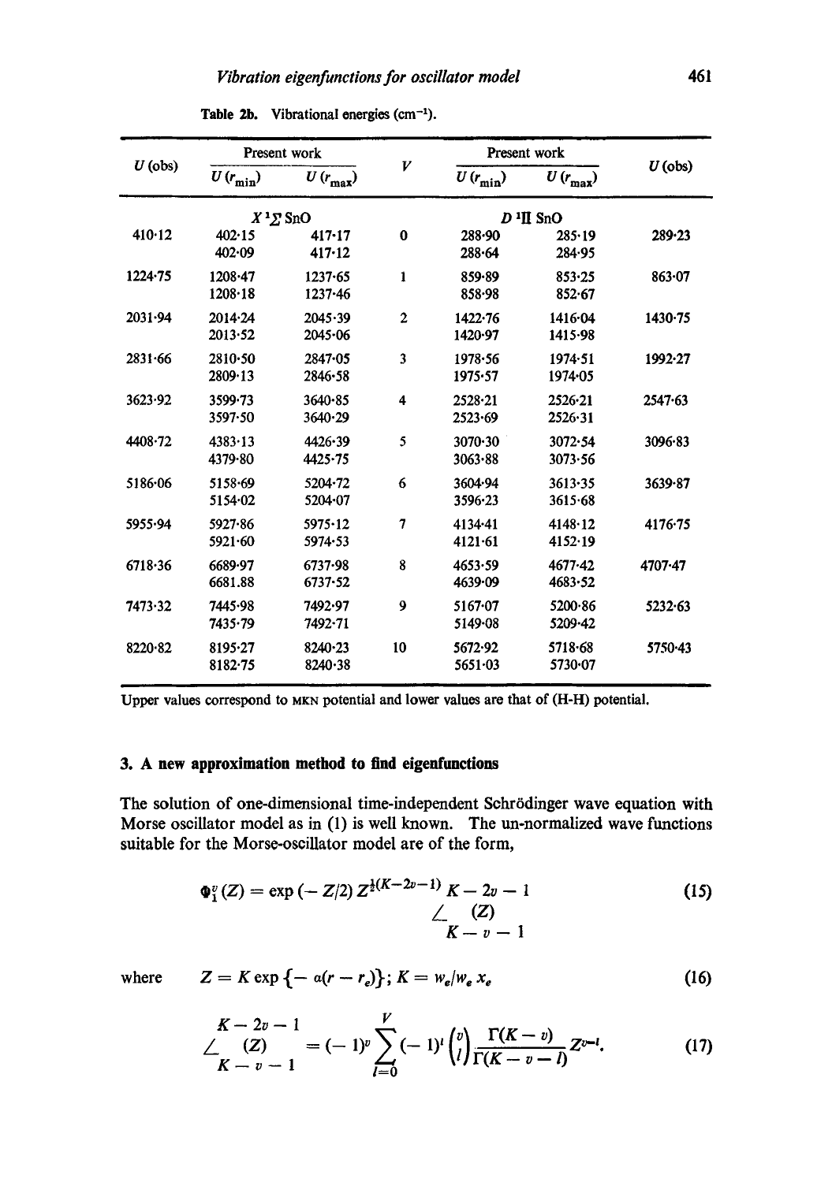**Table 2b.** Vibrational energies (cm$^{-1}$).

| $U$ (obs) | Present work | | $V$ | Present work | | $U$ (obs) |
|---|---|---|---|---|---|---|
| | $U(r_{min})$ | $U(r_{max})$ | | $U(r_{min})$ | $U(r_{max})$ | |
| | $X\,^1\Sigma$ SnO | | | $D\,^1\Pi$ SnO | | |
| 410·12 | 402·15<br>402·09 | 417·17<br>417·12 | 0 | 288·90<br>288·64 | 285·19<br>284·95 | 289·23 |
| 1224·75 | 1208·47<br>1208·18 | 1237·65<br>1237·46 | 1 | 859·89<br>858·98 | 853·25<br>852·67 | 863·07 |
| 2031·94 | 2014·24<br>2013·52 | 2045·39<br>2045·06 | 2 | 1422·76<br>1420·97 | 1416·04<br>1415·98 | 1430·75 |
| 2831·66 | 2810·50<br>2809·13 | 2847·05<br>2846·58 | 3 | 1978·56<br>1975·57 | 1974·51<br>1974·05 | 1992·27 |
| 3623·92 | 3599·73<br>3597·50 | 3640·85<br>3640·29 | 4 | 2528·21<br>2523·69 | 2526·21<br>2526·31 | 2547·63 |
| 4408·72 | 4383·13<br>4379·80 | 4426·39<br>4425·75 | 5 | 3070·30<br>3063·88 | 3072·54<br>3073·56 | 3096·83 |
| 5186·06 | 5158·69<br>5154·02 | 5204·72<br>5204·07 | 6 | 3604·94<br>3596·23 | 3613·35<br>3615·68 | 3639·87 |
| 5955·94 | 5927·86<br>5921·60 | 5975·12<br>5974·53 | 7 | 4134·41<br>4121·61 | 4148·12<br>4152·19 | 4176·75 |
| 6718·36 | 6689·97<br>6681.88 | 6737·98<br>6737·52 | 8 | 4653·59<br>4639·09 | 4677·42<br>4683·52 | 4707·47 |
| 7473·32 | 7445·98<br>7435·79 | 7492·97<br>7492·71 | 9 | 5167·07<br>5149·08 | 5200·86<br>5209·42 | 5232·63 |
| 8220·82 | 8195·27<br>8182·75 | 8240·23<br>8240·38 | 10 | 5672·92<br>5651·03 | 5718·68<br>5730·07 | 5750·43 |

Upper values correspond to MKN potential and lower values are that of (H-H) potential.

## 3. A new approximation method to find eigenfunctions

The solution of one-dimensional time-independent Schrödinger wave equation with Morse oscillator model as in (1) is well known. The un-normalized wave functions suitable for the Morse-oscillator model are of the form,

$$\Phi_1^v(Z) = \exp(-Z/2)\, Z^{\frac{1}{2}(K-2v-1)} \underset{K-v-1}{\overset{K-2v-1}{\angle}} (Z) \tag{15}$$

where $\quad Z = K \exp\{-\alpha(r - r_e)\};\ K = w_e/w_e\, x_e \quad (16)$

$$\underset{K-v-1}{\overset{K-2v-1}{\angle}} (Z) = (-1)^v \sum_{l=0}^{V} (-1)^l \binom{v}{l} \frac{\Gamma(K-v)}{\Gamma(K-v-l)} Z^{v-l}. \tag{17}$$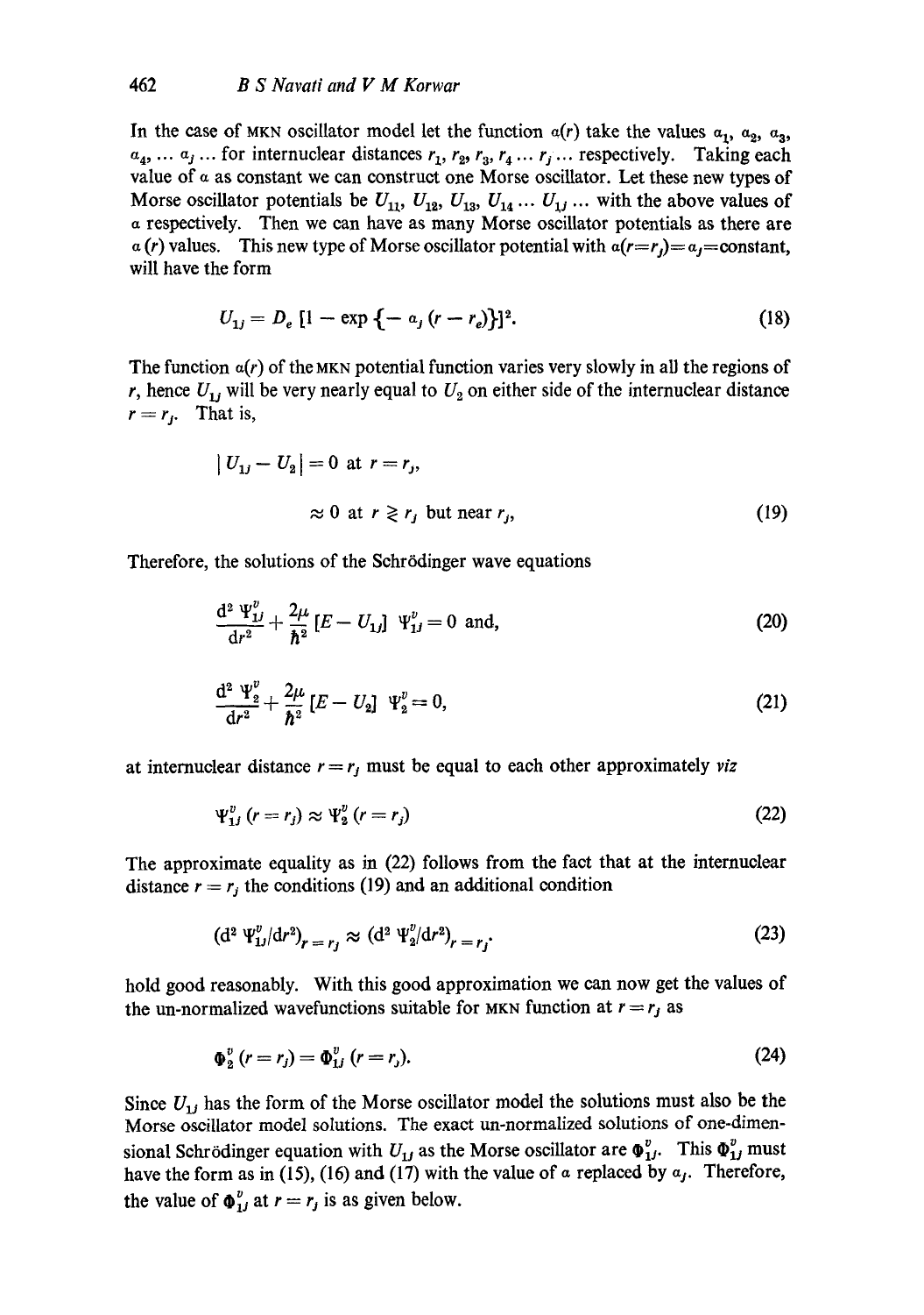In the case of MKN oscillator model let the function $\alpha(r)$ take the values $\alpha_1$, $\alpha_2$, $\alpha_3$, $\alpha_4$, ... $\alpha_j$ ... for internuclear distances $r_1$, $r_2$, $r_3$, $r_4$ ... $r_j$ ... respectively. Taking each value of $\alpha$ as constant we can construct one Morse oscillator. Let these new types of Morse oscillator potentials be $U_{11}$, $U_{12}$, $U_{13}$, $U_{14}$ ... $U_{1j}$ ... with the above values of $\alpha$ respectively. Then we can have as many Morse oscillator potentials as there are $\alpha(r)$ values. This new type of Morse oscillator potential with $\alpha(r=r_j)=\alpha_j=$constant, will have the form

$$U_{1j} = D_e\,[1 - \exp\{-\alpha_j\,(r - r_e)\}]^2. \tag{18}$$

The function $\alpha(r)$ of the MKN potential function varies very slowly in all the regions of $r$, hence $U_{1j}$ will be very nearly equal to $U_2$ on either side of the internuclear distance $r = r_j$. That is,

$$\begin{aligned} |U_{1j} - U_2| &= 0 \text{ at } r = r_j, \\ &\approx 0 \text{ at } r \gtrless r_j \text{ but near } r_j, \end{aligned} \tag{19}$$

Therefore, the solutions of the Schrödinger wave equations

$$\frac{d^2\,\Psi_{1j}^v}{dr^2} + \frac{2\mu}{\hbar^2}\,[E - U_{1j}]\;\Psi_{1j}^v = 0 \text{ and,} \tag{20}$$

$$\frac{d^2\,\Psi_2^v}{dr^2} + \frac{2\mu}{\hbar^2}\,[E - U_2]\;\Psi_2^v = 0, \tag{21}$$

at internuclear distance $r = r_j$ must be equal to each other approximately *viz*

$$\Psi_{1j}^v\,(r = r_j) \approx \Psi_2^v\,(r = r_j) \tag{22}$$

The approximate equality as in (22) follows from the fact that at the internuclear distance $r = r_j$ the conditions (19) and an additional condition

$$(d^2\,\Psi_{1j}^v/dr^2)_{r=r_j} \approx (d^2\,\Psi_2^v/dr^2)_{r=r_j}. \tag{23}$$

hold good reasonably. With this good approximation we can now get the values of the un-normalized wavefunctions suitable for MKN function at $r = r_j$ as

$$\Phi_2^v\,(r = r_j) = \Phi_{1j}^v\,(r = r_j). \tag{24}$$

Since $U_{1j}$ has the form of the Morse oscillator model the solutions must also be the Morse oscillator model solutions. The exact un-normalized solutions of one-dimensional Schrödinger equation with $U_{1j}$ as the Morse oscillator are $\Phi_{1j}^v$. This $\Phi_{1j}^v$ must have the form as in (15), (16) and (17) with the value of $\alpha$ replaced by $\alpha_j$. Therefore, the value of $\Phi_{1j}^v$ at $r = r_j$ is as given below.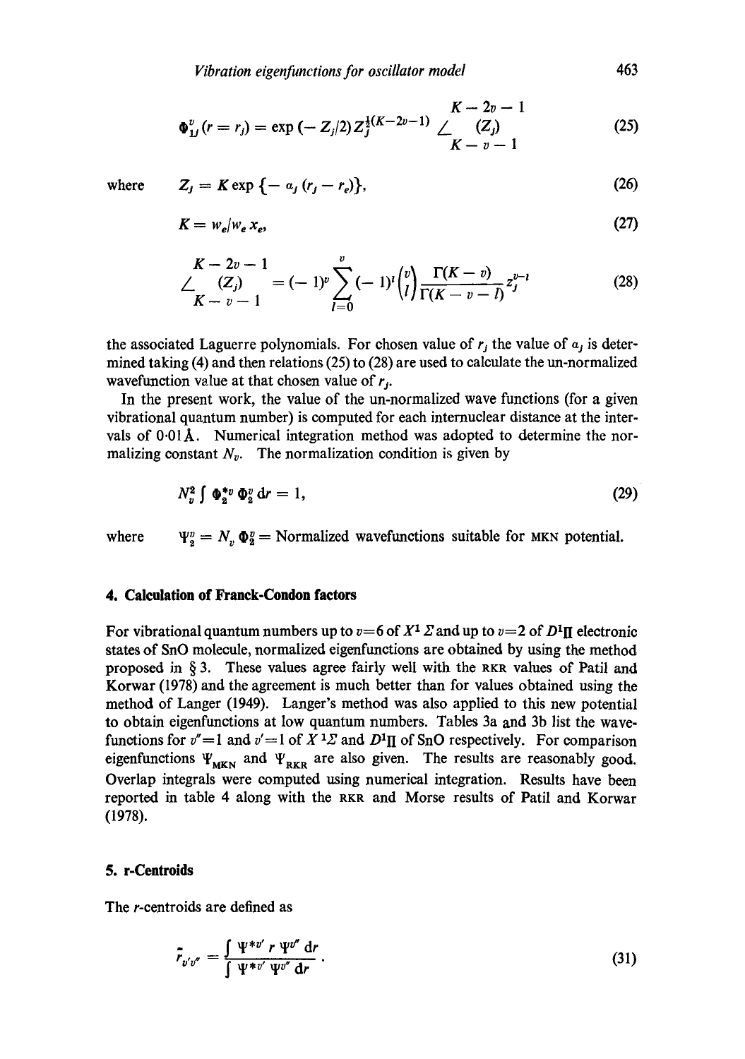$$\Phi_{1J}^{v}(r = r_J) = \exp(-Z_J/2) Z_J^{\frac{1}{2}(K-2v-1)} \underset{K-v-1}{\overset{K-2v-1}{\angle}} (Z_J) \tag{25}$$

where $\quad Z_J = K \exp\{-a_J(r_J - r_e)\},$ (26)

$$K = w_e / w_e x_e, \tag{27}$$

$$\underset{K-v-1}{\overset{K-2v-1}{\angle}} (Z_J) = (-1)^v \sum_{l=0}^{v} (-1)^l \binom{v}{l} \frac{\Gamma(K-v)}{\Gamma(K-v-l)} z_J^{v-l} \tag{28}$$

the associated Laguerre polynomials. For chosen value of $r_J$ the value of $a_J$ is determined taking (4) and then relations (25) to (28) are used to calculate the un-normalized wavefunction value at that chosen value of $r_J$.

In the present work, the value of the un-normalized wave functions (for a given vibrational quantum number) is computed for each internuclear distance at the intervals of 0·01 Å. Numerical integration method was adopted to determine the normalizing constant $N_v$. The normalization condition is given by

$$N_v^2 \int \Phi_2^{*v} \Phi_2^v \, dr = 1, \tag{29}$$

where $\quad \Psi_2^v = N_v \Phi_2^v =$ Normalized wavefunctions suitable for MKN potential.

## 4. Calculation of Franck-Condon factors

For vibrational quantum numbers up to $v=6$ of $X^1\Sigma$ and up to $v=2$ of $D^1\Pi$ electronic states of SnO molecule, normalized eigenfunctions are obtained by using the method proposed in § 3. These values agree fairly well with the RKR values of Patil and Korwar (1978) and the agreement is much better than for values obtained using the method of Langer (1949). Langer's method was also applied to this new potential to obtain eigenfunctions at low quantum numbers. Tables 3a and 3b list the wavefunctions for $v''=1$ and $v'=1$ of $X\,^1\Sigma$ and $D^1\Pi$ of SnO respectively. For comparison eigenfunctions $\Psi_{\text{MKN}}$ and $\Psi_{\text{RKR}}$ are also given. The results are reasonably good. Overlap integrals were computed using numerical integration. Results have been reported in table 4 along with the RKR and Morse results of Patil and Korwar (1978).

## 5. r-Centroids

The $r$-centroids are defined as

$$\bar{r}_{v'v''} = \frac{\int \Psi^{*v'} r \, \Psi^{v''} \, dr}{\int \Psi^{*v'} \Psi^{v''} \, dr}. \tag{31}$$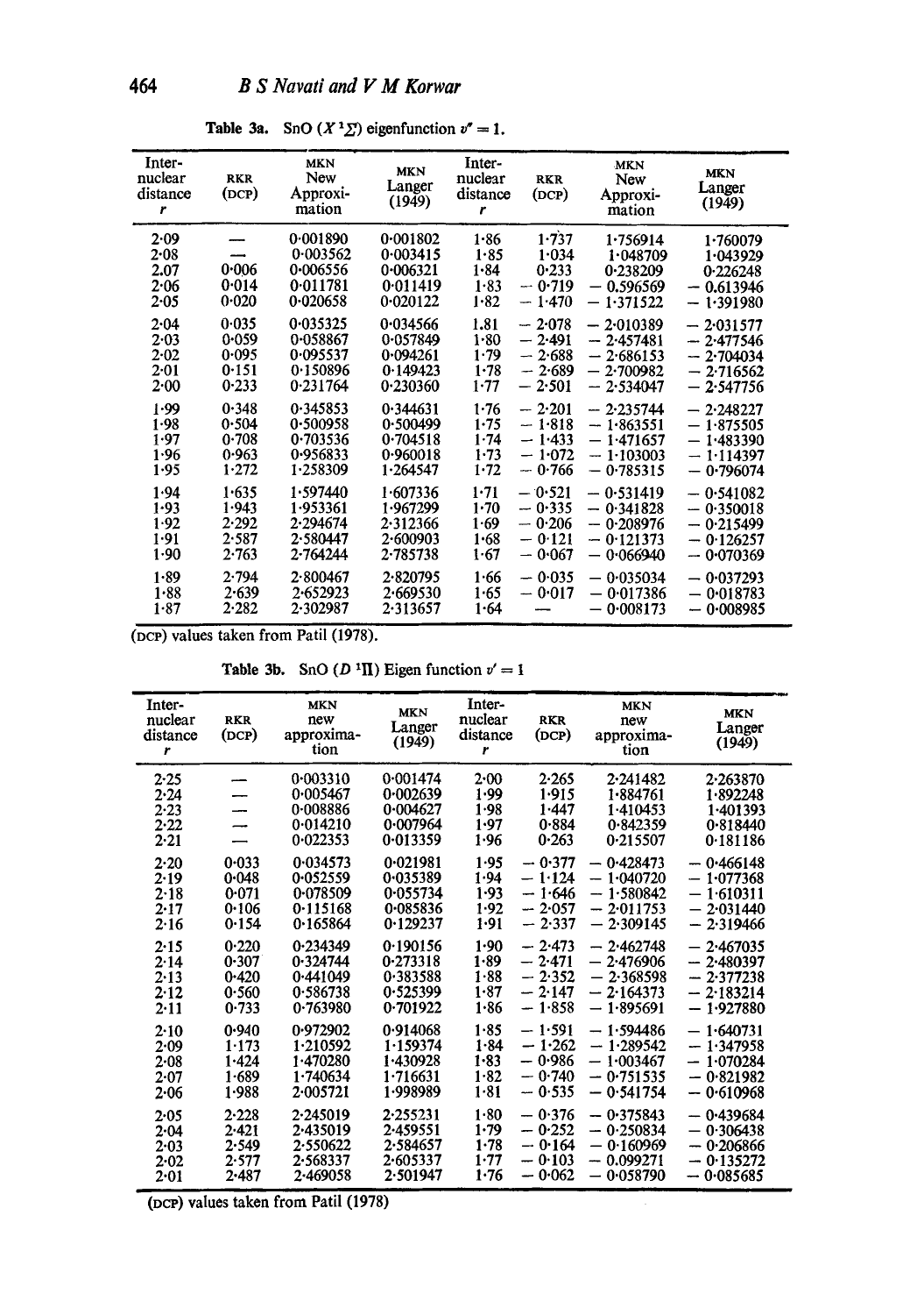**Table 3a.** SnO ($X\,^1\Sigma$) eigenfunction $v'' = 1$.

| Inter-nuclear distance $r$ | RKR (DCP) | MKN New Approxi-mation | MKN Langer (1949) | Inter-nuclear distance $r$ | RKR (DCP) | MKN New Approxi-mation | MKN Langer (1949) |
|---|---|---|---|---|---|---|---|
| 2·09 | — | 0·001890 | 0·001802 | 1·86 | 1·737 | 1·756914 | 1·760079 |
| 2·08 | — | 0·003562 | 0·003415 | 1·85 | 1·034 | 1·048709 | 1·043929 |
| 2.07 | 0·006 | 0·006556 | 0·006321 | 1·84 | 0·233 | 0·238209 | 0·226248 |
| 2·06 | 0·014 | 0·011781 | 0·011419 | 1·83 | − 0·719 | − 0.596569 | − 0·613946 |
| 2·05 | 0·020 | 0·020658 | 0·020122 | 1·82 | − 1·470 | − 1·371522 | − 1·391980 |
| 2·04 | 0·035 | 0·035325 | 0·034566 | 1.81 | − 2·078 | − 2·010389 | − 2·031577 |
| 2·03 | 0·059 | 0·058867 | 0·057849 | 1·80 | − 2·491 | − 2·457481 | − 2·477546 |
| 2·02 | 0·095 | 0·095537 | 0·094261 | 1·79 | − 2·688 | − 2·686153 | − 2·704034 |
| 2·01 | 0·151 | 0·150896 | 0·149423 | 1·78 | − 2·689 | − 2·700982 | − 2·716562 |
| 2·00 | 0·233 | 0·231764 | 0·230360 | 1·77 | − 2·501 | − 2·534047 | − 2·547756 |
| 1·99 | 0·348 | 0·345853 | 0·344631 | 1·76 | − 2·201 | − 2·235744 | − 2·248227 |
| 1·98 | 0·504 | 0·500958 | 0·500499 | 1·75 | − 1·818 | − 1·863551 | − 1·875505 |
| 1·97 | 0·708 | 0·703536 | 0·704518 | 1·74 | − 1·433 | − 1·471657 | − 1·483390 |
| 1·96 | 0·963 | 0·956833 | 0·960018 | 1·73 | − 1·072 | − 1·103003 | − 1·114397 |
| 1·95 | 1·272 | 1·258309 | 1·264547 | 1·72 | − 0·766 | − 0·785315 | − 0·796074 |
| 1·94 | 1·635 | 1·597440 | 1·607336 | 1·71 | − 0·521 | − 0·531419 | − 0·541082 |
| 1·93 | 1·943 | 1·953361 | 1·967299 | 1·70 | − 0·335 | − 0·341828 | − 0·350018 |
| 1·92 | 2·292 | 2·294674 | 2·312366 | 1·69 | − 0·206 | − 0·208976 | − 0·215499 |
| 1·91 | 2·587 | 2·580447 | 2·600903 | 1·68 | − 0·121 | − 0·121373 | − 0·126257 |
| 1·90 | 2·763 | 2·764244 | 2·785738 | 1·67 | − 0·067 | − 0·066940 | − 0·070369 |
| 1·89 | 2·794 | 2·800467 | 2·820795 | 1·66 | − 0·035 | − 0·035034 | − 0·037293 |
| 1·88 | 2·639 | 2·652923 | 2·669530 | 1·65 | − 0·017 | − 0·017386 | − 0·018783 |
| 1·87 | 2·282 | 2·302987 | 2·313657 | 1·64 | — | − 0·008173 | − 0·008985 |

(DCP) values taken from Patil (1978).

**Table 3b.** SnO ($D\,^1\Pi$) Eigen function $v' = 1$

| Inter-nuclear distance $r$ | RKR (DCP) | MKN new approxima-tion | MKN Langer (1949) | Inter-nuclear distance $r$ | RKR (DCP) | MKN new approxima-tion | MKN Langer (1949) |
|---|---|---|---|---|---|---|---|
| 2·25 | — | 0·003310 | 0·001474 | 2·00 | 2·265 | 2·241482 | 2·263870 |
| 2·24 | — | 0·005467 | 0·002639 | 1·99 | 1·915 | 1·884761 | 1·892248 |
| 2·23 | — | 0·008886 | 0·004627 | 1·98 | 1·447 | 1·410453 | 1·401393 |
| 2·22 | — | 0·014210 | 0·007964 | 1·97 | 0·884 | 0·842359 | 0·818440 |
| 2·21 | — | 0·022353 | 0·013359 | 1·96 | 0·263 | 0·215507 | 0·181186 |
| 2·20 | 0·033 | 0·034573 | 0·021981 | 1·95 | − 0·377 | − 0·428473 | − 0·466148 |
| 2·19 | 0·048 | 0·052559 | 0·035389 | 1·94 | − 1·124 | − 1·040720 | − 1·077368 |
| 2·18 | 0·071 | 0·078509 | 0·055734 | 1·93 | − 1·646 | − 1·580842 | − 1·610311 |
| 2·17 | 0·106 | 0·115168 | 0·085836 | 1·92 | − 2·057 | − 2·011753 | − 2·031440 |
| 2·16 | 0·154 | 0·165864 | 0·129237 | 1·91 | − 2·337 | − 2·309145 | − 2·319466 |
| 2·15 | 0·220 | 0·234349 | 0·190156 | 1·90 | − 2·473 | − 2·462748 | − 2·467035 |
| 2·14 | 0·307 | 0·324744 | 0·273318 | 1·89 | − 2·471 | − 2·476906 | − 2·480397 |
| 2·13 | 0·420 | 0·441049 | 0·383588 | 1·88 | − 2·352 | − 2·368598 | − 2·377238 |
| 2·12 | 0·560 | 0·586738 | 0·525399 | 1·87 | − 2·147 | − 2·164373 | − 2·183214 |
| 2·11 | 0·733 | 0·763980 | 0·701922 | 1·86 | − 1·858 | − 1·895691 | − 1·927880 |
| 2·10 | 0·940 | 0·972902 | 0·914068 | 1·85 | − 1·591 | − 1·594486 | − 1·640731 |
| 2·09 | 1·173 | 1·210592 | 1·159374 | 1·84 | − 1·262 | − 1·289542 | − 1·347958 |
| 2·08 | 1·424 | 1·470280 | 1·430928 | 1·83 | − 0·986 | − 1·003467 | − 1·070284 |
| 2·07 | 1·689 | 1·740634 | 1·716631 | 1·82 | − 0·740 | − 0·751535 | − 0·821982 |
| 2·06 | 1·988 | 2·005721 | 1·998989 | 1·81 | − 0·535 | − 0·541754 | − 0·610968 |
| 2·05 | 2·228 | 2·245019 | 2·255231 | 1·80 | − 0·376 | − 0·375843 | − 0·439684 |
| 2·04 | 2·421 | 2·435019 | 2·459551 | 1·79 | − 0·252 | − 0·250834 | − 0·306438 |
| 2·03 | 2·549 | 2·550622 | 2·584657 | 1·78 | − 0·164 | − 0·160969 | − 0·206866 |
| 2·02 | 2·577 | 2·568337 | 2·605337 | 1·77 | − 0·103 | − 0.099271 | − 0·135272 |
| 2·01 | 2·487 | 2·469058 | 2·501947 | 1·76 | − 0·062 | − 0·058790 | − 0·085685 |

(DCP) values taken from Patil (1978)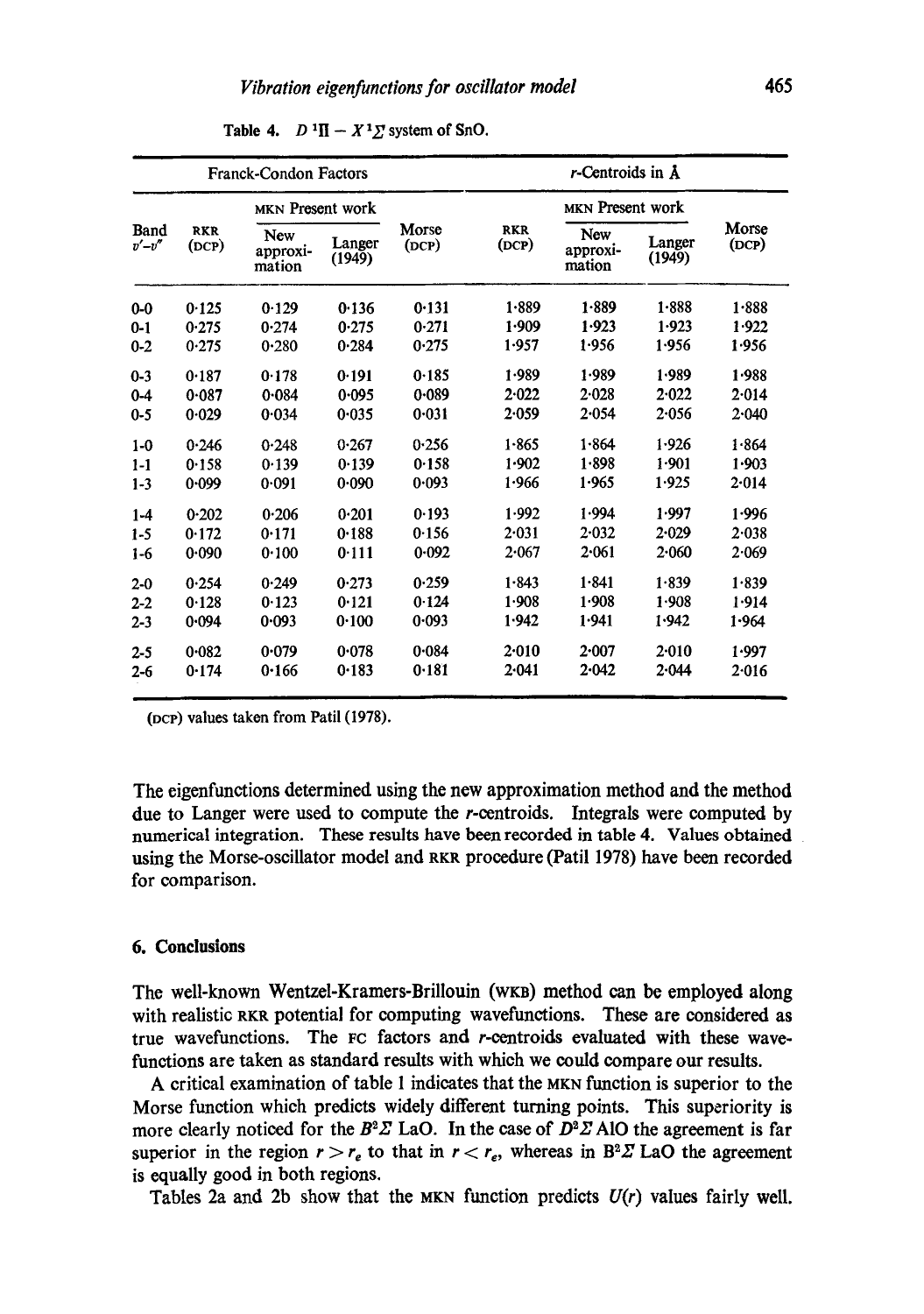Table 4. $D\,^1\Pi - X\,^1\Sigma$ system of SnO.

| Band $v'$–$v''$ | Franck-Condon Factors | | | | r-Centroids in Å | | | |
|---|---|---|---|---|---|---|---|---|
| | RKR (DCP) | MKN Present work | | Morse (DCP) | RKR (DCP) | MKN Present work | | Morse (DCP) |
| | | New approximation | Langer (1949) | | | New approximation | Langer (1949) | |
| 0-0 | 0·125 | 0·129 | 0·136 | 0·131 | 1·889 | 1·889 | 1·888 | 1·888 |
| 0-1 | 0·275 | 0·274 | 0·275 | 0·271 | 1·909 | 1·923 | 1·923 | 1·922 |
| 0-2 | 0·275 | 0·280 | 0·284 | 0·275 | 1·957 | 1·956 | 1·956 | 1·956 |
| 0-3 | 0·187 | 0·178 | 0·191 | 0·185 | 1·989 | 1·989 | 1·989 | 1·988 |
| 0-4 | 0·087 | 0·084 | 0·095 | 0·089 | 2·022 | 2·028 | 2·022 | 2·014 |
| 0-5 | 0·029 | 0·034 | 0·035 | 0·031 | 2·059 | 2·054 | 2·056 | 2·040 |
| 1-0 | 0·246 | 0·248 | 0·267 | 0·256 | 1·865 | 1·864 | 1·926 | 1·864 |
| 1-1 | 0·158 | 0·139 | 0·139 | 0·158 | 1·902 | 1·898 | 1·901 | 1·903 |
| 1-3 | 0·099 | 0·091 | 0·090 | 0·093 | 1·966 | 1·965 | 1·925 | 2·014 |
| 1-4 | 0·202 | 0·206 | 0·201 | 0·193 | 1·992 | 1·994 | 1·997 | 1·996 |
| 1-5 | 0·172 | 0·171 | 0·188 | 0·156 | 2·031 | 2·032 | 2·029 | 2·038 |
| 1-6 | 0·090 | 0·100 | 0·111 | 0·092 | 2·067 | 2·061 | 2·060 | 2·069 |
| 2-0 | 0·254 | 0·249 | 0·273 | 0·259 | 1·843 | 1·841 | 1·839 | 1·839 |
| 2-2 | 0·128 | 0·123 | 0·121 | 0·124 | 1·908 | 1·908 | 1·908 | 1·914 |
| 2-3 | 0·094 | 0·093 | 0·100 | 0·093 | 1·942 | 1·941 | 1·942 | 1·964 |
| 2-5 | 0·082 | 0·079 | 0·078 | 0·084 | 2·010 | 2·007 | 2·010 | 1·997 |
| 2-6 | 0·174 | 0·166 | 0·183 | 0·181 | 2·041 | 2·042 | 2·044 | 2·016 |

(DCP) values taken from Patil (1978).

The eigenfunctions determined using the new approximation method and the method due to Langer were used to compute the $r$-centroids. Integrals were computed by numerical integration. These results have been recorded in table 4. Values obtained using the Morse-oscillator model and RKR procedure (Patil 1978) have been recorded for comparison.

## 6. Conclusions

The well-known Wentzel-Kramers-Brillouin (WKB) method can be employed along with realistic RKR potential for computing wavefunctions. These are considered as true wavefunctions. The FC factors and $r$-centroids evaluated with these wavefunctions are taken as standard results with which we could compare our results.

A critical examination of table 1 indicates that the MKN function is superior to the Morse function which predicts widely different turning points. This superiority is more clearly noticed for the $B^2\Sigma$ LaO. In the case of $D^2\Sigma$ AlO the agreement is far superior in the region $r > r_e$ to that in $r < r_e$, whereas in $B^2\Sigma$ LaO the agreement is equally good in both regions.

Tables 2a and 2b show that the MKN function predicts $U(r)$ values fairly well.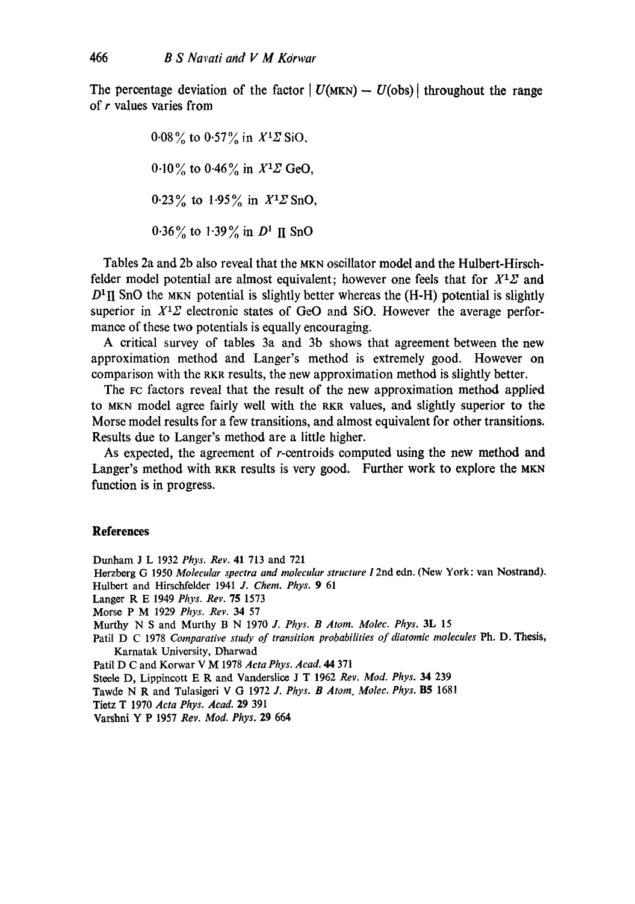The percentage deviation of the factor $|U(\text{MKN}) - U(\text{obs})|$ throughout the range of $r$ values varies from

$0{\cdot}08\%$ to $0{\cdot}57\%$ in $X^1\Sigma$ SiO,

$0{\cdot}10\%$ to $0{\cdot}46\%$ in $X^1\Sigma$ GeO,

$0{\cdot}23\%$ to $1{\cdot}95\%$ in $X^1\Sigma$ SnO,

$0{\cdot}36\%$ to $1{\cdot}39\%$ in $D^1\Pi$ SnO

Tables 2a and 2b also reveal that the MKN oscillator model and the Hulbert-Hirschfelder model potential are almost equivalent; however one feels that for $X^1\Sigma$ and $D^1\Pi$ SnO the MKN potential is slightly better whereas the (H-H) potential is slightly superior in $X^1\Sigma$ electronic states of GeO and SiO. However the average performance of these two potentials is equally encouraging.

A critical survey of tables 3a and 3b shows that agreement between the new approximation method and Langer's method is extremely good. However on comparison with the RKR results, the new approximation method is slightly better.

The FC factors reveal that the result of the new approximation method applied to MKN model agree fairly well with the RKR values, and slightly superior to the Morse model results for a few transitions, and almost equivalent for other transitions. Results due to Langer's method are a little higher.

As expected, the agreement of $r$-centroids computed using the new method and Langer's method with RKR results is very good. Further work to explore the MKN function is in progress.

## References

Dunham J L 1932 *Phys. Rev.* **41** 713 and 721

Herzberg G 1950 *Molecular spectra and molecular structure I* 2nd edn. (New York: van Nostrand).

Hulbert and Hirschfelder 1941 *J. Chem. Phys.* **9** 61

Langer R E 1949 *Phys. Rev.* **75** 1573

Morse P M 1929 *Phys. Rev.* **34** 57

Murthy N S and Murthy B N 1970 *J. Phys. B Atom. Molec. Phys.* **3L** 15

Patil D C 1978 *Comparative study of transition probabilities of diatomic molecules* Ph. D. Thesis, Karnatak University, Dharwad

Patil D C and Korwar V M 1978 *Acta Phys. Acad.* **44** 371

Steele D, Lippincott E R and Vanderslice J T 1962 *Rev. Mod. Phys.* **34** 239

Tawde N R and Tulasigeri V G 1972 *J. Phys. B Atom. Molec. Phys.* **B5** 1681

Tietz T 1970 *Acta Phys. Acad.* **29** 391

Varshni Y P 1957 *Rev. Mod. Phys.* **29** 664